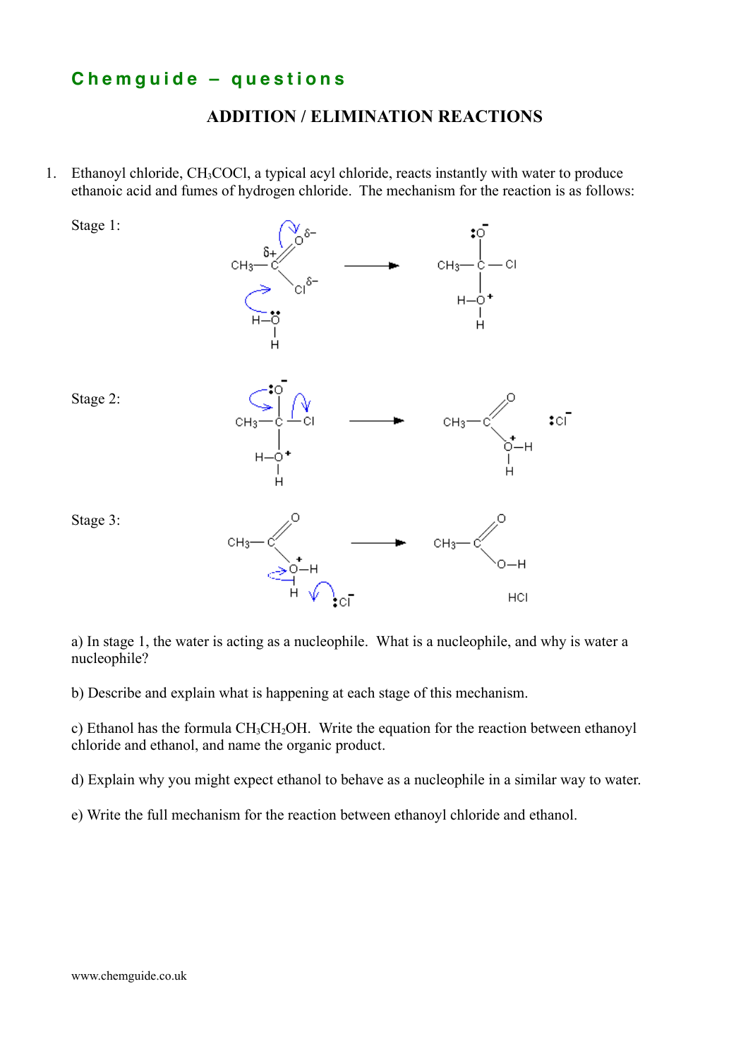# Chemguide – questions

## ADDITION / ELIMINATION REACTIONS

1. Ethanoyl chloride, $CH_3COCl$, a typical acyl chloride, reacts instantly with water to produce ethanoic acid and fumes of hydrogen chloride. The mechanism for the reaction is as follows:

Stage 1:

Stage 2:

Stage 3:

a) In stage 1, the water is acting as a nucleophile. What is a nucleophile, and why is water a nucleophile?

b) Describe and explain what is happening at each stage of this mechanism.

c) Ethanol has the formula $CH_3CH_2OH$. Write the equation for the reaction between ethanoyl chloride and ethanol, and name the organic product.

d) Explain why you might expect ethanol to behave as a nucleophile in a similar way to water.

e) Write the full mechanism for the reaction between ethanoyl chloride and ethanol.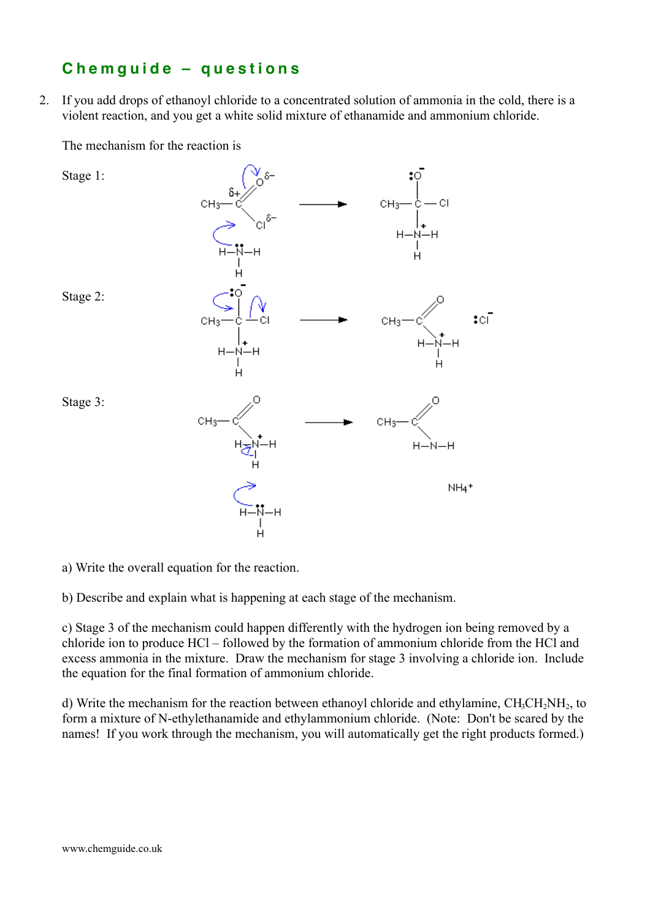## Chemguide – questions

2. If you add drops of ethanoyl chloride to a concentrated solution of ammonia in the cold, there is a violent reaction, and you get a white solid mixture of ethanamide and ammonium chloride.

The mechanism for the reaction is

Stage 1:

Stage 2:

Stage 3:

a) Write the overall equation for the reaction.

b) Describe and explain what is happening at each stage of the mechanism.

c) Stage 3 of the mechanism could happen differently with the hydrogen ion being removed by a chloride ion to produce HCl – followed by the formation of ammonium chloride from the HCl and excess ammonia in the mixture. Draw the mechanism for stage 3 involving a chloride ion. Include the equation for the final formation of ammonium chloride.

d) Write the mechanism for the reaction between ethanoyl chloride and ethylamine, $CH_3CH_2NH_2$, to form a mixture of N-ethylethanamide and ethylammonium chloride. (Note: Don't be scared by the names! If you work through the mechanism, you will automatically get the right products formed.)